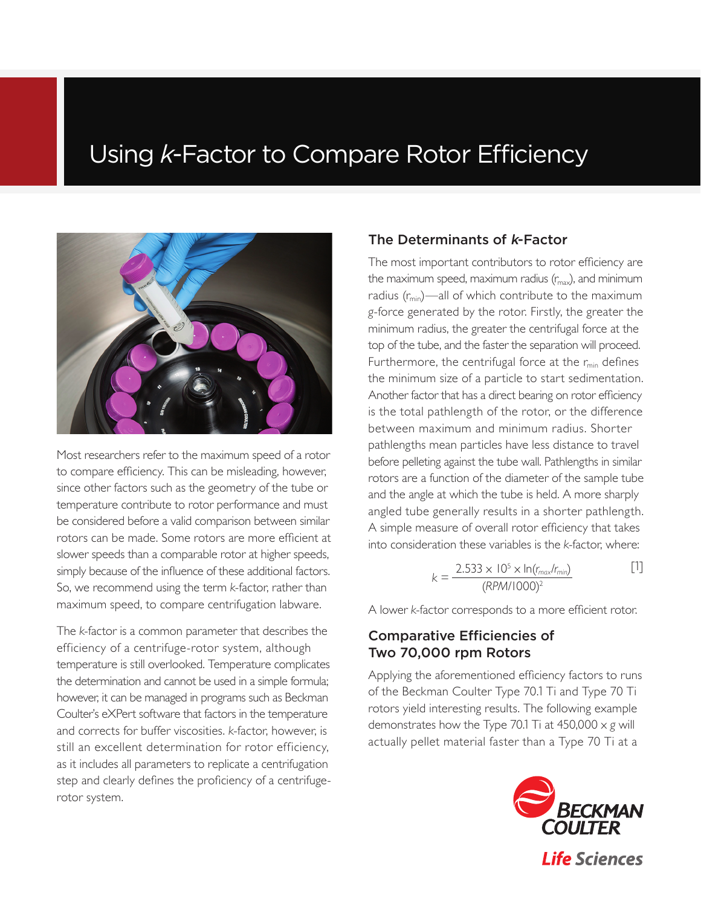# Using *k*-Factor to Compare Rotor Efficiency

Most researchers refer to the maximum speed of a rotor to compare efficiency. This can be misleading, however, since other factors such as the geometry of the tube or temperature contribute to rotor performance and must be considered before a valid comparison between similar rotors can be made. Some rotors are more efficient at slower speeds than a comparable rotor at higher speeds, simply because of the influence of these additional factors. So, we recommend using the term *k*-factor, rather than maximum speed, to compare centrifugation labware.

The *k*-factor is a common parameter that describes the efficiency of a centrifuge-rotor system, although temperature is still overlooked. Temperature complicates the determination and cannot be used in a simple formula; however, it can be managed in programs such as Beckman Coulter's eXPert software that factors in the temperature and corrects for buffer viscosities. *k*-factor, however, is still an excellent determination for rotor efficiency, as it includes all parameters to replicate a centrifugation step and clearly defines the proficiency of a centrifuge-rotor system.

## The Determinants of *k*-Factor

The most important contributors to rotor efficiency are the maximum speed, maximum radius ($r_{max}$), and minimum radius ($r_{min}$)—all of which contribute to the maximum *g*-force generated by the rotor. Firstly, the greater the minimum radius, the greater the centrifugal force at the top of the tube, and the faster the separation will proceed. Furthermore, the centrifugal force at the $r_{min}$ defines the minimum size of a particle to start sedimentation. Another factor that has a direct bearing on rotor efficiency is the total pathlength of the rotor, or the difference between maximum and minimum radius. Shorter pathlengths mean particles have less distance to travel before pelleting against the tube wall. Pathlengths in similar rotors are a function of the diameter of the sample tube and the angle at which the tube is held. A more sharply angled tube generally results in a shorter pathlength. A simple measure of overall rotor efficiency that takes into consideration these variables is the *k*-factor, where:

$$k = \frac{2.533 \times 10^5 \times \ln(r_{max}/r_{min})}{(RPM/1000)^2} \qquad [1]$$

A lower *k*-factor corresponds to a more efficient rotor.

## Comparative Efficiencies of Two 70,000 rpm Rotors

Applying the aforementioned efficiency factors to runs of the Beckman Coulter Type 70.1 Ti and Type 70 Ti rotors yield interesting results. The following example demonstrates how the Type 70.1 Ti at 450,000 × *g* will actually pellet material faster than a Type 70 Ti at a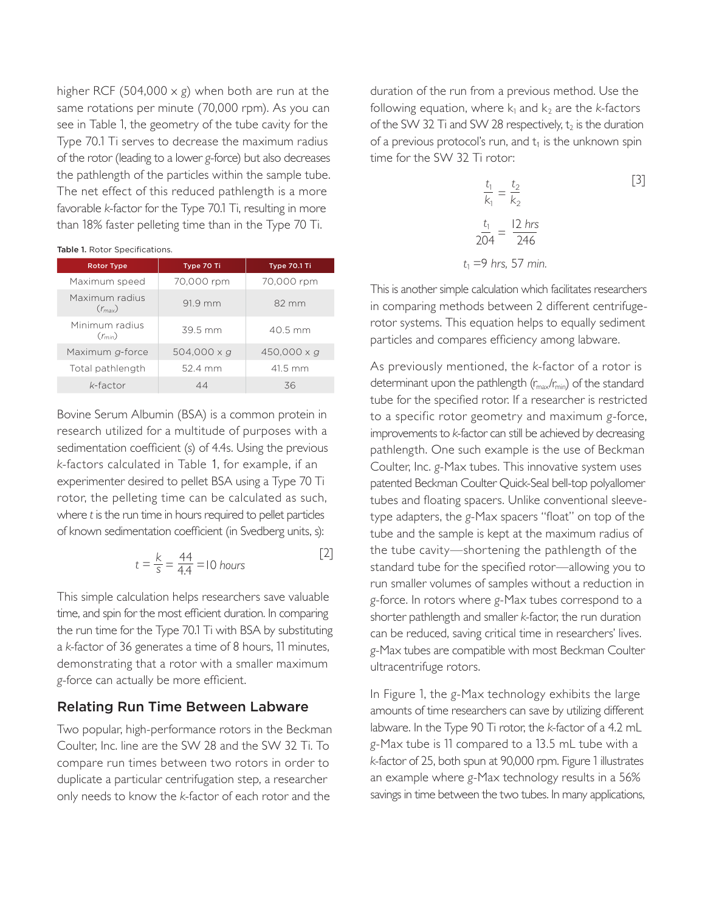higher RCF (504,000 x *g*) when both are run at the same rotations per minute (70,000 rpm). As you can see in Table 1, the geometry of the tube cavity for the Type 70.1 Ti serves to decrease the maximum radius of the rotor (leading to a lower *g*-force) but also decreases the pathlength of the particles within the sample tube. The net effect of this reduced pathlength is a more favorable *k*-factor for the Type 70.1 Ti, resulting in more than 18% faster pelleting time than in the Type 70 Ti.

**Table 1.** Rotor Specifications.

| Rotor Type | Type 70 Ti | Type 70.1 Ti |
|---|---|---|
| Maximum speed | 70,000 rpm | 70,000 rpm |
| Maximum radius ($r_{max}$) | 91.9 mm | 82 mm |
| Minimum radius ($r_{min}$) | 39.5 mm | 40.5 mm |
| Maximum *g*-force | 504,000 x *g* | 450,000 x *g* |
| Total pathlength | 52.4 mm | 41.5 mm |
| *k*-factor | 44 | 36 |

Bovine Serum Albumin (BSA) is a common protein in research utilized for a multitude of purposes with a sedimentation coefficient (*s*) of 4.4s. Using the previous *k*-factors calculated in Table 1, for example, if an experimenter desired to pellet BSA using a Type 70 Ti rotor, the pelleting time can be calculated as such, where *t* is the run time in hours required to pellet particles of known sedimentation coefficient (in Svedberg units, *s*):

$$t = \frac{k}{s} = \frac{44}{4.4} = 10 \text{ } hours \qquad [2]$$

This simple calculation helps researchers save valuable time, and spin for the most efficient duration. In comparing the run time for the Type 70.1 Ti with BSA by substituting a *k*-factor of 36 generates a time of 8 hours, 11 minutes, demonstrating that a rotor with a smaller maximum *g*-force can actually be more efficient.

## Relating Run Time Between Labware

Two popular, high-performance rotors in the Beckman Coulter, Inc. line are the SW 28 and the SW 32 Ti. To compare run times between two rotors in order to duplicate a particular centrifugation step, a researcher only needs to know the *k*-factor of each rotor and the duration of the run from a previous method. Use the following equation, where $k_1$ and $k_2$ are the *k*-factors of the SW 32 Ti and SW 28 respectively, $t_2$ is the duration of a previous protocol's run, and $t_1$ is the unknown spin time for the SW 32 Ti rotor:

$$\frac{t_1}{k_1} = \frac{t_2}{k_2} \qquad [3]$$

$$\frac{t_1}{204} = \frac{12 \text{ } hrs}{246}$$

$$t_1 = 9 \text{ } hrs, \text{ } 57 \text{ } min.$$

This is another simple calculation which facilitates researchers in comparing methods between 2 different centrifuge-rotor systems. This equation helps to equally sediment particles and compares efficiency among labware.

As previously mentioned, the *k*-factor of a rotor is determinant upon the pathlength ($r_{max}/r_{min}$) of the standard tube for the specified rotor. If a researcher is restricted to a specific rotor geometry and maximum *g*-force, improvements to *k*-factor can still be achieved by decreasing pathlength. One such example is the use of Beckman Coulter, Inc. *g*-Max tubes. This innovative system uses patented Beckman Coulter Quick-Seal bell-top polyallomer tubes and floating spacers. Unlike conventional sleeve-type adapters, the *g*-Max spacers "float" on top of the tube and the sample is kept at the maximum radius of the tube cavity—shortening the pathlength of the standard tube for the specified rotor—allowing you to run smaller volumes of samples without a reduction in *g*-force. In rotors where *g*-Max tubes correspond to a shorter pathlength and smaller *k*-factor, the run duration can be reduced, saving critical time in researchers' lives. *g*-Max tubes are compatible with most Beckman Coulter ultracentrifuge rotors.

In Figure 1, the *g*-Max technology exhibits the large amounts of time researchers can save by utilizing different labware. In the Type 90 Ti rotor, the *k*-factor of a 4.2 mL *g*-Max tube is 11 compared to a 13.5 mL tube with a *k*-factor of 25, both spun at 90,000 rpm. Figure 1 illustrates an example where *g*-Max technology results in a 56% savings in time between the two tubes. In many applications,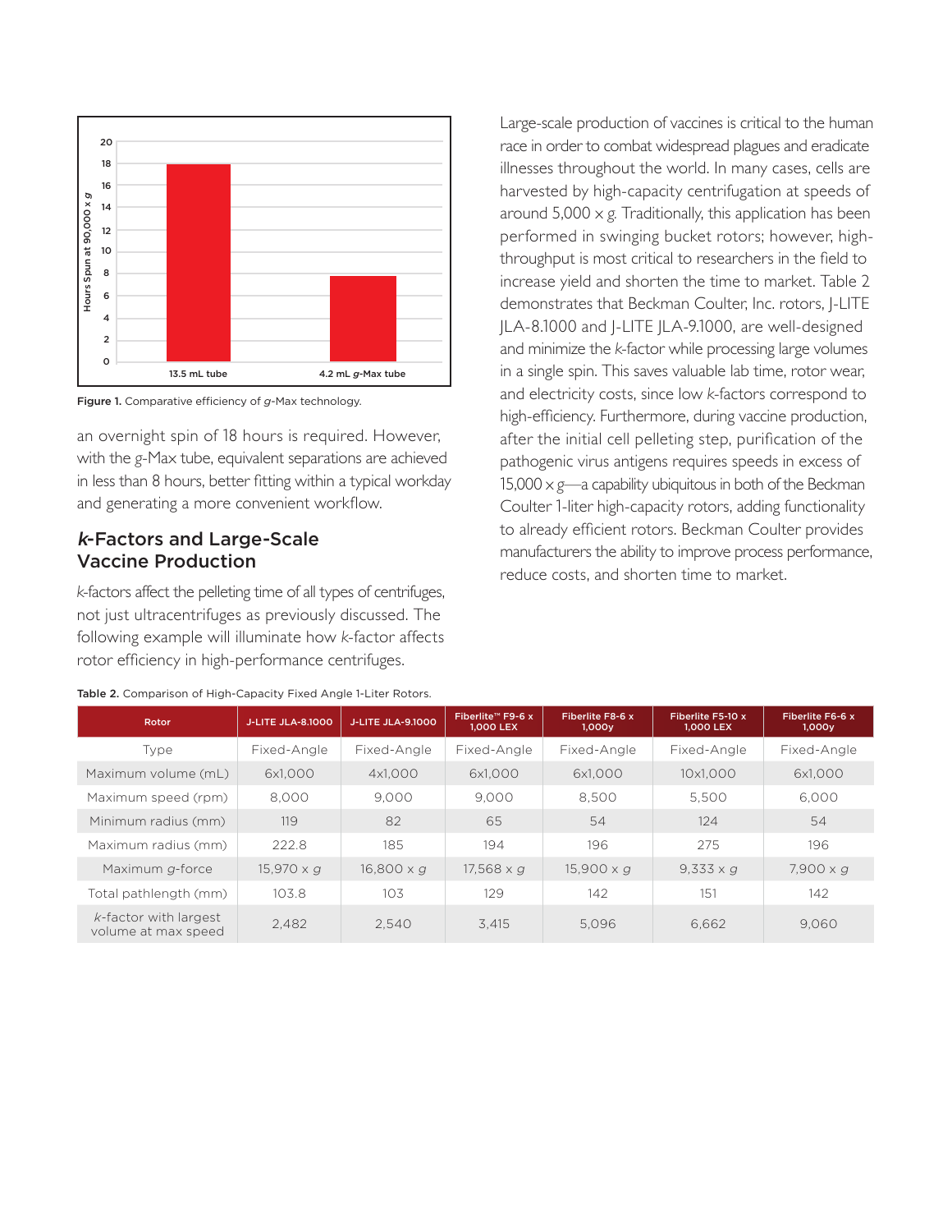Figure 1. Comparative efficiency of *g*-Max technology.

an overnight spin of 18 hours is required. However, with the *g*-Max tube, equivalent separations are achieved in less than 8 hours, better fitting within a typical workday and generating a more convenient workflow.

## *k*-Factors and Large-Scale Vaccine Production

*k*-factors affect the pelleting time of all types of centrifuges, not just ultracentrifuges as previously discussed. The following example will illuminate how *k*-factor affects rotor efficiency in high-performance centrifuges.

Large-scale production of vaccines is critical to the human race in order to combat widespread plagues and eradicate illnesses throughout the world. In many cases, cells are harvested by high-capacity centrifugation at speeds of around 5,000 x *g*. Traditionally, this application has been performed in swinging bucket rotors; however, high-throughput is most critical to researchers in the field to increase yield and shorten the time to market. Table 2 demonstrates that Beckman Coulter, Inc. rotors, J-LITE JLA-8.1000 and J-LITE JLA-9.1000, are well-designed and minimize the *k*-factor while processing large volumes in a single spin. This saves valuable lab time, rotor wear, and electricity costs, since low *k*-factors correspond to high-efficiency. Furthermore, during vaccine production, after the initial cell pelleting step, purification of the pathogenic virus antigens requires speeds in excess of 15,000 x *g*—a capability ubiquitous in both of the Beckman Coulter 1-liter high-capacity rotors, adding functionality to already efficient rotors. Beckman Coulter provides manufacturers the ability to improve process performance, reduce costs, and shorten time to market.

Table 2. Comparison of High-Capacity Fixed Angle 1-Liter Rotors.

| Rotor | J-LITE JLA-8.1000 | J-LITE JLA-9.1000 | Fiberlite™ F9-6 x 1,000 LEX | Fiberlite F8-6 x 1,000y | Fiberlite F5-10 x 1,000 LEX | Fiberlite F6-6 x 1,000y |
|---|---|---|---|---|---|---|
| Type | Fixed-Angle | Fixed-Angle | Fixed-Angle | Fixed-Angle | Fixed-Angle | Fixed-Angle |
| Maximum volume (mL) | 6x1,000 | 4x1,000 | 6x1,000 | 6x1,000 | 10x1,000 | 6x1,000 |
| Maximum speed (rpm) | 8,000 | 9,000 | 9,000 | 8,500 | 5,500 | 6,000 |
| Minimum radius (mm) | 119 | 82 | 65 | 54 | 124 | 54 |
| Maximum radius (mm) | 222.8 | 185 | 194 | 196 | 275 | 196 |
| Maximum *g*-force | 15,970 x *g* | 16,800 x *g* | 17,568 x *g* | 15,900 x *g* | 9,333 x *g* | 7,900 x *g* |
| Total pathlength (mm) | 103.8 | 103 | 129 | 142 | 151 | 142 |
| *k*-factor with largest volume at max speed | 2,482 | 2,540 | 3,415 | 5,096 | 6,662 | 9,060 |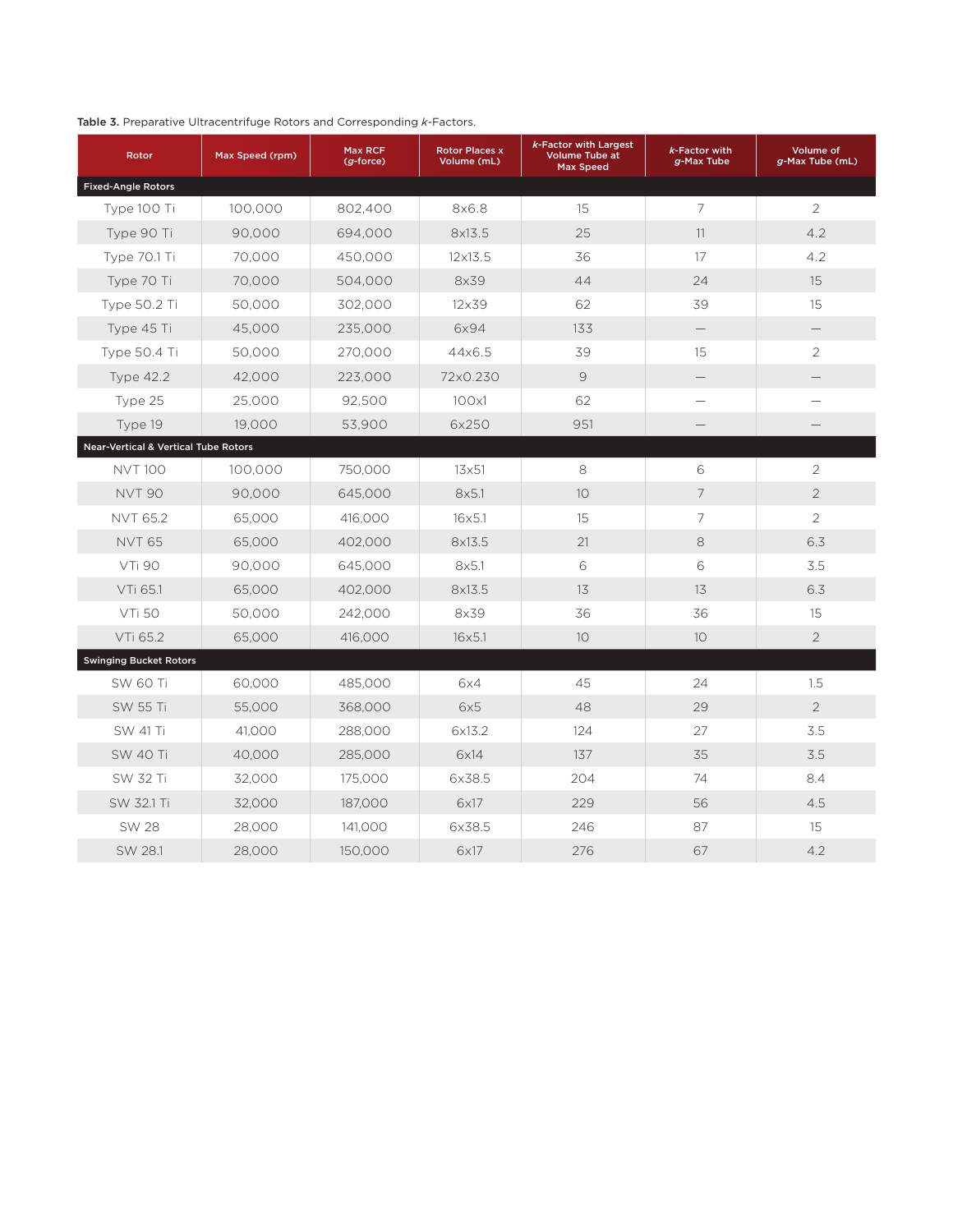**Table 3.** Preparative Ultracentrifuge Rotors and Corresponding *k*-Factors.

| Rotor | Max Speed (rpm) | Max RCF (*g*-force) | Rotor Places x Volume (mL) | *k*-Factor with Largest Volume Tube at Max Speed | *k*-Factor with *g*-Max Tube | Volume of *g*-Max Tube (mL) |
|---|---|---|---|---|---|---|
| **Fixed-Angle Rotors** | | | | | | |
| Type 100 Ti | 100,000 | 802,400 | 8x6.8 | 15 | 7 | 2 |
| Type 90 Ti | 90,000 | 694,000 | 8x13.5 | 25 | 11 | 4.2 |
| Type 70.1 Ti | 70,000 | 450,000 | 12x13.5 | 36 | 17 | 4.2 |
| Type 70 Ti | 70,000 | 504,000 | 8x39 | 44 | 24 | 15 |
| Type 50.2 Ti | 50,000 | 302,000 | 12x39 | 62 | 39 | 15 |
| Type 45 Ti | 45,000 | 235,000 | 6x94 | 133 | — | — |
| Type 50.4 Ti | 50,000 | 270,000 | 44x6.5 | 39 | 15 | 2 |
| Type 42.2 | 42,000 | 223,000 | 72x0.230 | 9 | — | — |
| Type 25 | 25,000 | 92,500 | 100x1 | 62 | — | — |
| Type 19 | 19,000 | 53,900 | 6x250 | 951 | — | — |
| **Near-Vertical & Vertical Tube Rotors** | | | | | | |
| NVT 100 | 100,000 | 750,000 | 13x51 | 8 | 6 | 2 |
| NVT 90 | 90,000 | 645,000 | 8x5.1 | 10 | 7 | 2 |
| NVT 65.2 | 65,000 | 416,000 | 16x5.1 | 15 | 7 | 2 |
| NVT 65 | 65,000 | 402,000 | 8x13.5 | 21 | 8 | 6.3 |
| VTi 90 | 90,000 | 645,000 | 8x5.1 | 6 | 6 | 3.5 |
| VTi 65.1 | 65,000 | 402,000 | 8x13.5 | 13 | 13 | 6.3 |
| VTi 50 | 50,000 | 242,000 | 8x39 | 36 | 36 | 15 |
| VTi 65.2 | 65,000 | 416,000 | 16x5.1 | 10 | 10 | 2 |
| **Swinging Bucket Rotors** | | | | | | |
| SW 60 Ti | 60,000 | 485,000 | 6x4 | 45 | 24 | 1.5 |
| SW 55 Ti | 55,000 | 368,000 | 6x5 | 48 | 29 | 2 |
| SW 41 Ti | 41,000 | 288,000 | 6x13.2 | 124 | 27 | 3.5 |
| SW 40 Ti | 40,000 | 285,000 | 6x14 | 137 | 35 | 3.5 |
| SW 32 Ti | 32,000 | 175,000 | 6x38.5 | 204 | 74 | 8.4 |
| SW 32.1 Ti | 32,000 | 187,000 | 6x17 | 229 | 56 | 4.5 |
| SW 28 | 28,000 | 141,000 | 6x38.5 | 246 | 87 | 15 |
| SW 28.1 | 28,000 | 150,000 | 6x17 | 276 | 67 | 4.2 |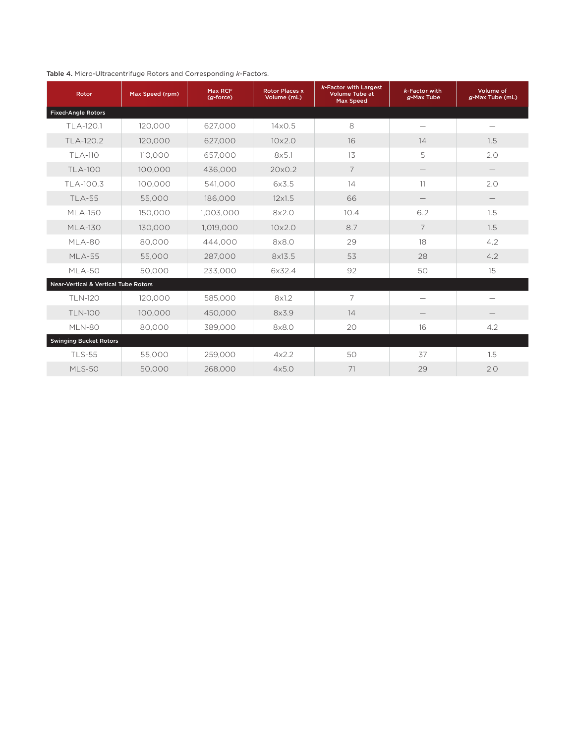**Table 4.** Micro-Ultracentrifuge Rotors and Corresponding *k*-Factors.

| Rotor | Max Speed (rpm) | Max RCF (*g*-force) | Rotor Places x Volume (mL) | *k*-Factor with Largest Volume Tube at Max Speed | *k*-Factor with *g*-Max Tube | Volume of *g*-Max Tube (mL) |
|---|---|---|---|---|---|---|
| **Fixed-Angle Rotors** | | | | | | |
| TLA-120.1 | 120,000 | 627,000 | 14x0.5 | 8 | — | — |
| TLA-120.2 | 120,000 | 627,000 | 10x2.0 | 16 | 14 | 1.5 |
| TLA-110 | 110,000 | 657,000 | 8x5.1 | 13 | 5 | 2.0 |
| TLA-100 | 100,000 | 436,000 | 20x0.2 | 7 | — | — |
| TLA-100.3 | 100,000 | 541,000 | 6x3.5 | 14 | 11 | 2.0 |
| TLA-55 | 55,000 | 186,000 | 12x1.5 | 66 | — | — |
| MLA-150 | 150,000 | 1,003,000 | 8x2.0 | 10.4 | 6.2 | 1.5 |
| MLA-130 | 130,000 | 1,019,000 | 10x2.0 | 8.7 | 7 | 1.5 |
| MLA-80 | 80,000 | 444,000 | 8x8.0 | 29 | 18 | 4.2 |
| MLA-55 | 55,000 | 287,000 | 8x13.5 | 53 | 28 | 4.2 |
| MLA-50 | 50,000 | 233,000 | 6x32.4 | 92 | 50 | 15 |
| **Near-Vertical & Vertical Tube Rotors** | | | | | | |
| TLN-120 | 120,000 | 585,000 | 8x1.2 | 7 | — | — |
| TLN-100 | 100,000 | 450,000 | 8x3.9 | 14 | — | — |
| MLN-80 | 80,000 | 389,000 | 8x8.0 | 20 | 16 | 4.2 |
| **Swinging Bucket Rotors** | | | | | | |
| TLS-55 | 55,000 | 259,000 | 4x2.2 | 50 | 37 | 1.5 |
| MLS-50 | 50,000 | 268,000 | 4x5.0 | 71 | 29 | 2.0 |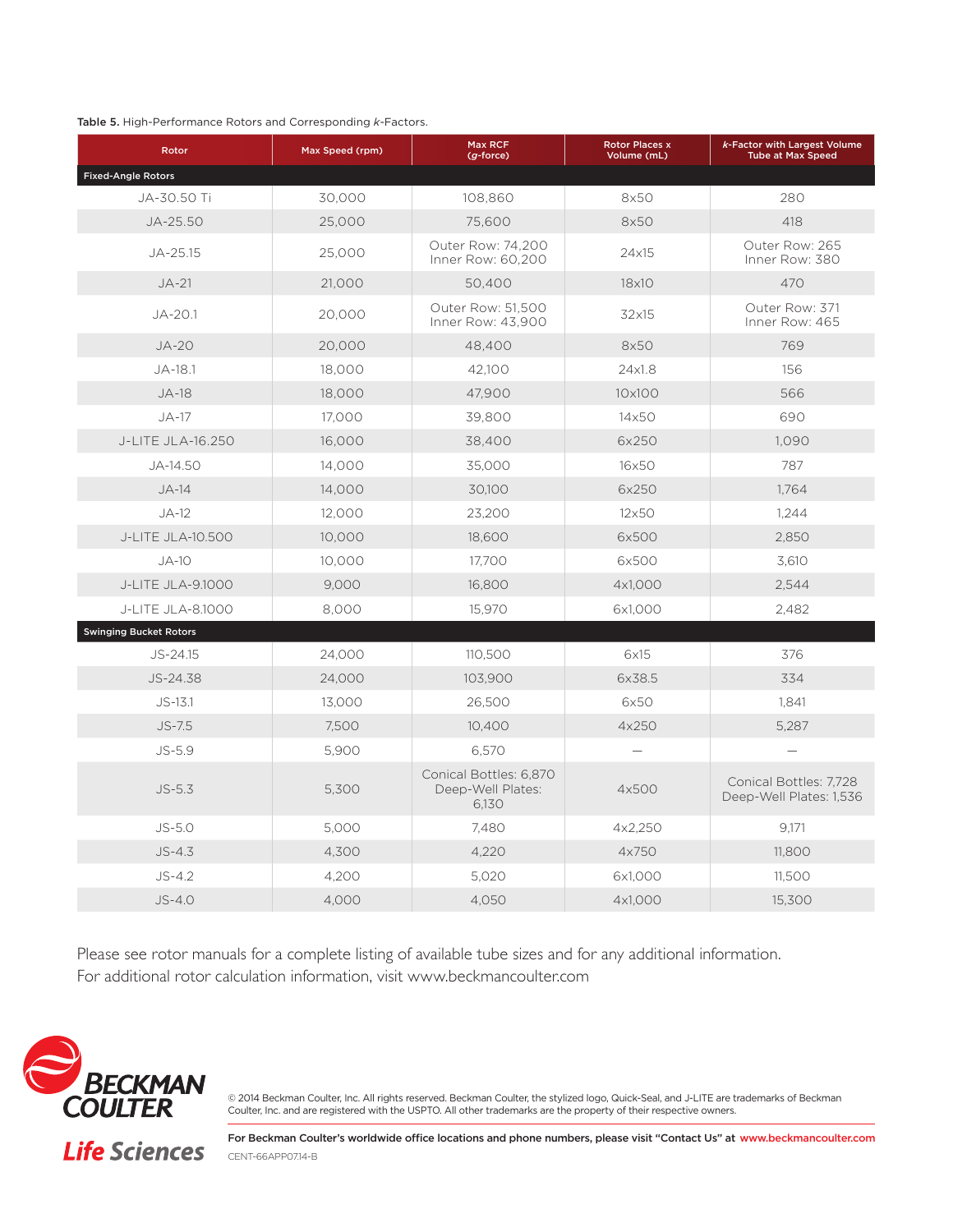**Table 5.** High-Performance Rotors and Corresponding *k*-Factors.

| Rotor | Max Speed (rpm) | Max RCF (*g*-force) | Rotor Places x Volume (mL) | *k*-Factor with Largest Volume Tube at Max Speed |
|---|---|---|---|---|
| **Fixed-Angle Rotors** | | | | |
| JA-30.50 Ti | 30,000 | 108,860 | 8x50 | 280 |
| JA-25.50 | 25,000 | 75,600 | 8x50 | 418 |
| JA-25.15 | 25,000 | Outer Row: 74,200<br>Inner Row: 60,200 | 24x15 | Outer Row: 265<br>Inner Row: 380 |
| JA-21 | 21,000 | 50,400 | 18x10 | 470 |
| JA-20.1 | 20,000 | Outer Row: 51,500<br>Inner Row: 43,900 | 32x15 | Outer Row: 371<br>Inner Row: 465 |
| JA-20 | 20,000 | 48,400 | 8x50 | 769 |
| JA-18.1 | 18,000 | 42,100 | 24x1.8 | 156 |
| JA-18 | 18,000 | 47,900 | 10x100 | 566 |
| JA-17 | 17,000 | 39,800 | 14x50 | 690 |
| J-LITE JLA-16.250 | 16,000 | 38,400 | 6x250 | 1,090 |
| JA-14.50 | 14,000 | 35,000 | 16x50 | 787 |
| JA-14 | 14,000 | 30,100 | 6x250 | 1,764 |
| JA-12 | 12,000 | 23,200 | 12x50 | 1,244 |
| J-LITE JLA-10.500 | 10,000 | 18,600 | 6x500 | 2,850 |
| JA-10 | 10,000 | 17,700 | 6x500 | 3,610 |
| J-LITE JLA-9.1000 | 9,000 | 16,800 | 4x1,000 | 2,544 |
| J-LITE JLA-8.1000 | 8,000 | 15,970 | 6x1,000 | 2,482 |
| **Swinging Bucket Rotors** | | | | |
| JS-24.15 | 24,000 | 110,500 | 6x15 | 376 |
| JS-24.38 | 24,000 | 103,900 | 6x38.5 | 334 |
| JS-13.1 | 13,000 | 26,500 | 6x50 | 1,841 |
| JS-7.5 | 7,500 | 10,400 | 4x250 | 5,287 |
| JS-5.9 | 5,900 | 6,570 | — | — |
| JS-5.3 | 5,300 | Conical Bottles: 6,870<br>Deep-Well Plates: 6,130 | 4x500 | Conical Bottles: 7,728<br>Deep-Well Plates: 1,536 |
| JS-5.0 | 5,000 | 7,480 | 4x2,250 | 9,171 |
| JS-4.3 | 4,300 | 4,220 | 4x750 | 11,800 |
| JS-4.2 | 4,200 | 5,020 | 6x1,000 | 11,500 |
| JS-4.0 | 4,000 | 4,050 | 4x1,000 | 15,300 |

Please see rotor manuals for a complete listing of available tube sizes and for any additional information.
For additional rotor calculation information, visit www.beckmancoulter.com

BECKMAN COULTER
Life Sciences

© 2014 Beckman Coulter, Inc. All rights reserved. Beckman Coulter, the stylized logo, Quick-Seal, and J-LITE are trademarks of Beckman Coulter, Inc. and are registered with the USPTO. All other trademarks are the property of their respective owners.

**For Beckman Coulter's worldwide office locations and phone numbers, please visit "Contact Us" at www.beckmancoulter.com**

CENT-66APP07.14-B